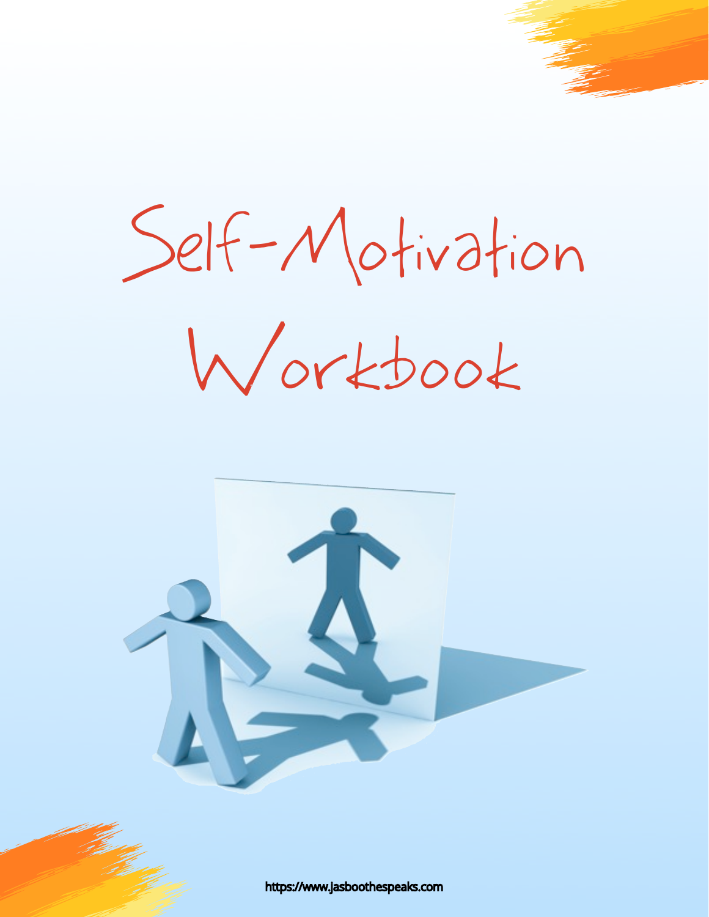# Self-Motivation Workbook

https://www.jasboothespeaks.com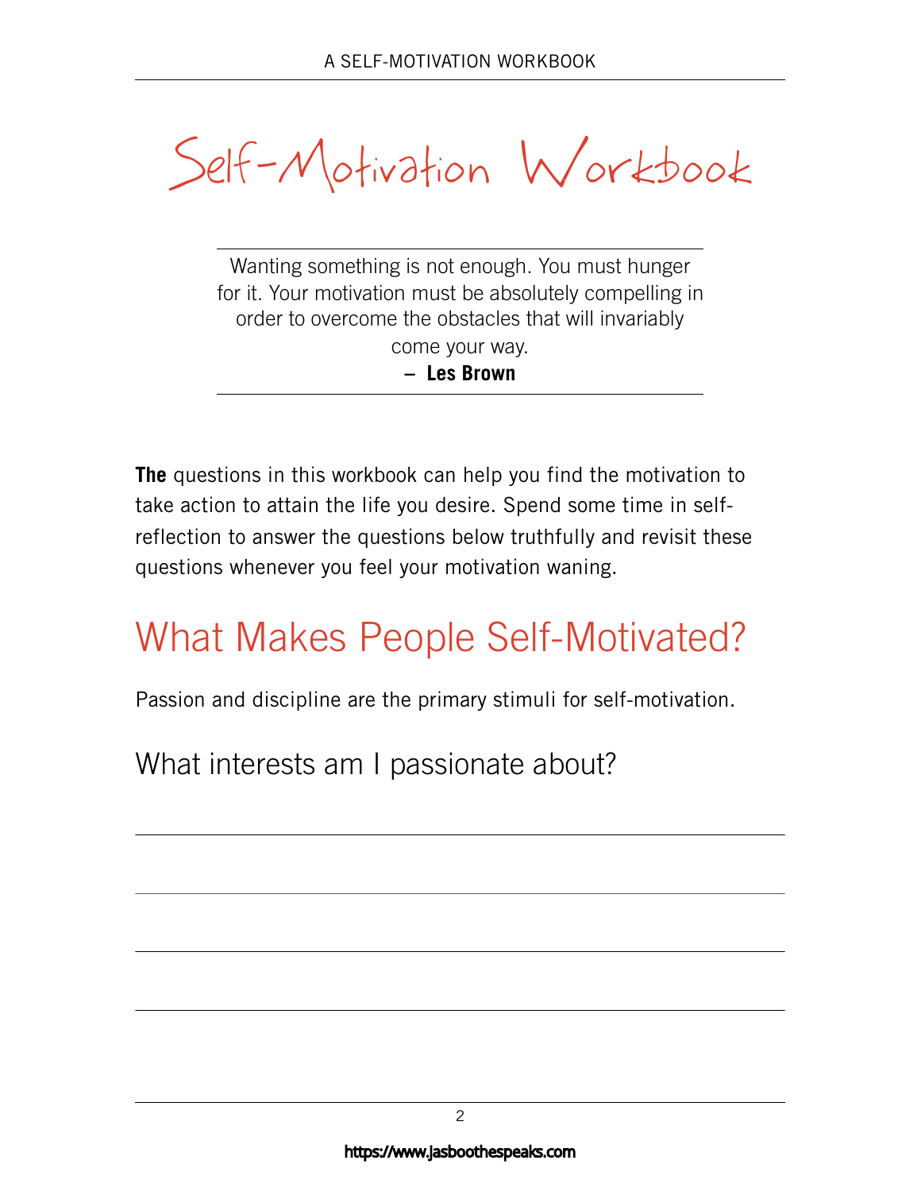# Self-Motivation Workbook

> Wanting something is not enough. You must hunger for it. Your motivation must be absolutely compelling in order to overcome the obstacles that will invariably come your way.
>
> – **Les Brown**

**The** questions in this workbook can help you find the motivation to take action to attain the life you desire. Spend some time in self-reflection to answer the questions below truthfully and revisit these questions whenever you feel your motivation waning.

## What Makes People Self-Motivated?

Passion and discipline are the primary stimuli for self-motivation.

### What interests am I passionate about?

https://www.jasboothespeaks.com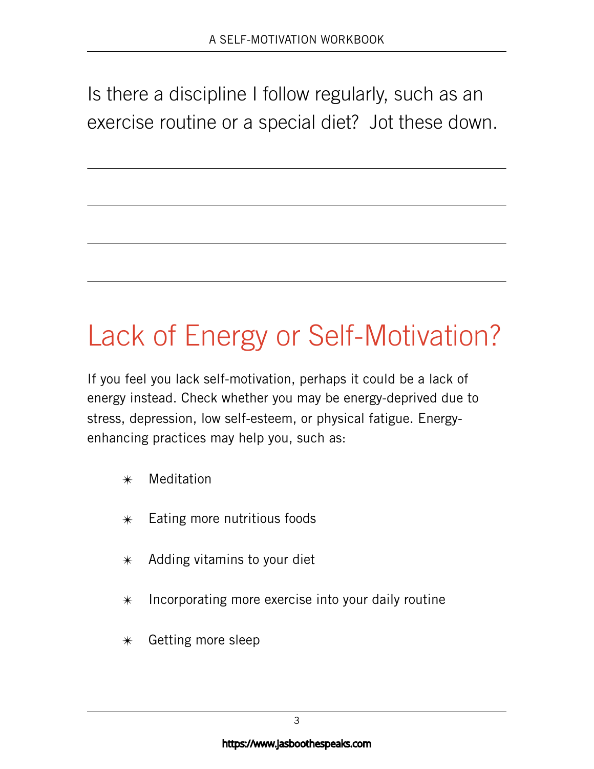Is there a discipline I follow regularly, such as an exercise routine or a special diet? Jot these down.

---

---

---

---

## Lack of Energy or Self-Motivation?

If you feel you lack self-motivation, perhaps it could be a lack of energy instead. Check whether you may be energy-deprived due to stress, depression, low self-esteem, or physical fatigue. Energy-enhancing practices may help you, such as:

- Meditation
- Eating more nutritious foods
- Adding vitamins to your diet
- Incorporating more exercise into your daily routine
- Getting more sleep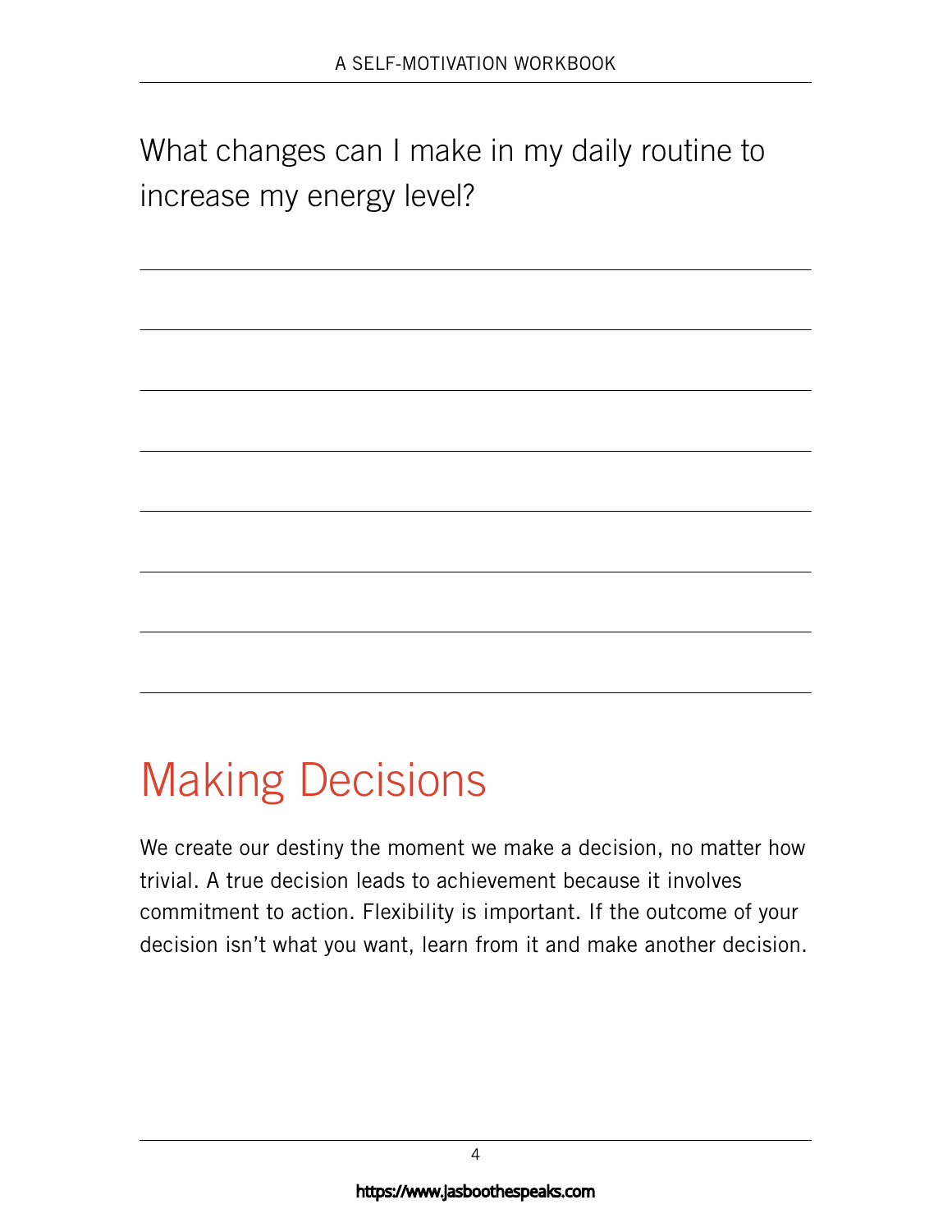What changes can I make in my daily routine to increase my energy level?

## Making Decisions

We create our destiny the moment we make a decision, no matter how trivial. A true decision leads to achievement because it involves commitment to action. Flexibility is important. If the outcome of your decision isn't what you want, learn from it and make another decision.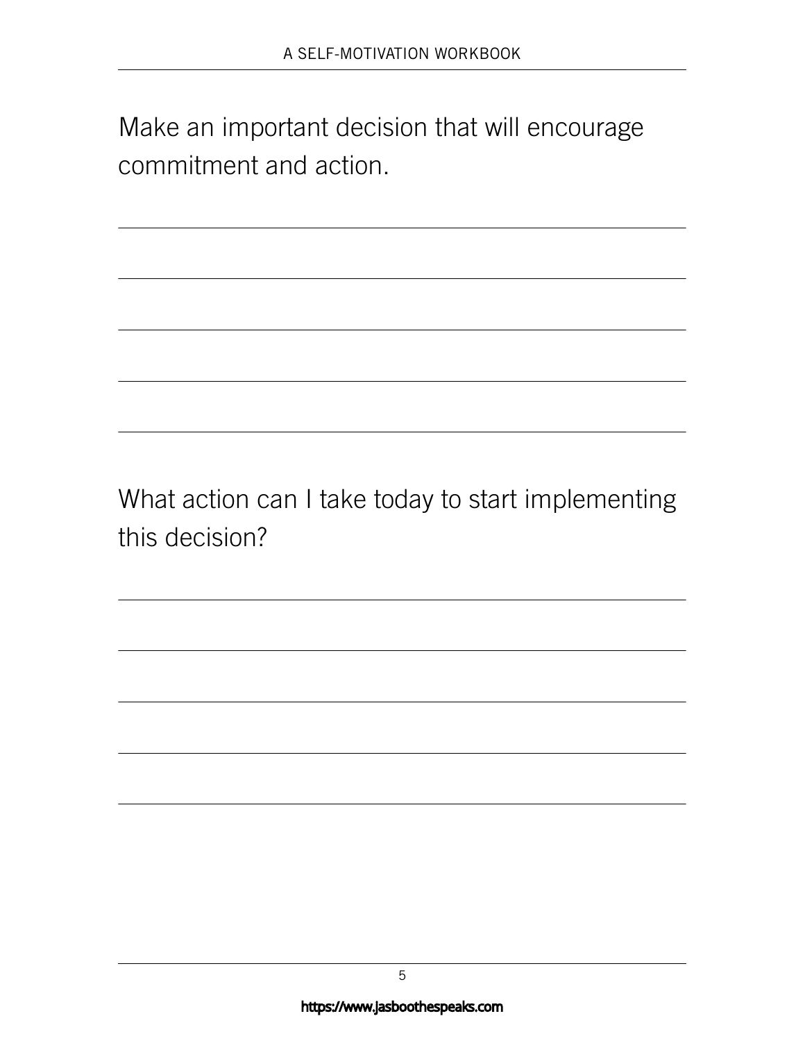Make an important decision that will encourage commitment and action.

What action can I take today to start implementing this decision?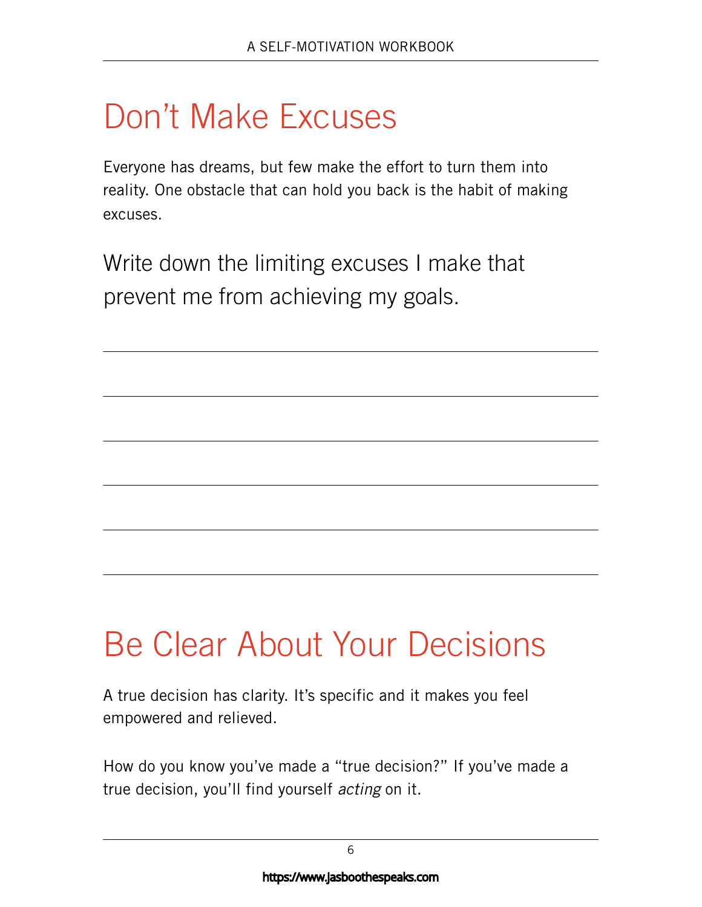# Don't Make Excuses

Everyone has dreams, but few make the effort to turn them into reality. One obstacle that can hold you back is the habit of making excuses.

Write down the limiting excuses I make that prevent me from achieving my goals.

# Be Clear About Your Decisions

A true decision has clarity. It's specific and it makes you feel empowered and relieved.

How do you know you've made a "true decision?" If you've made a true decision, you'll find yourself *acting* on it.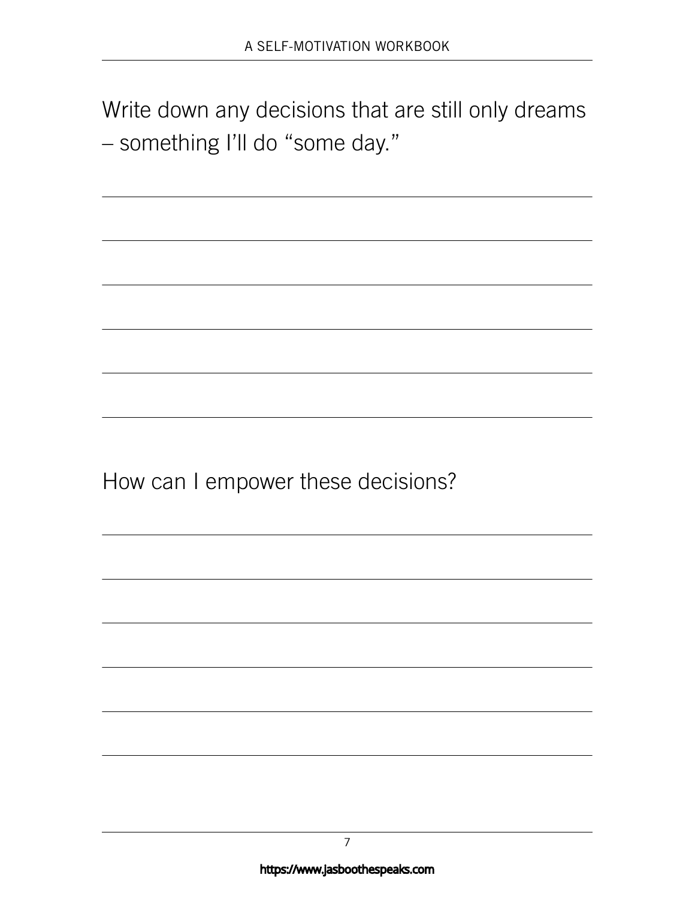Write down any decisions that are still only dreams – something I'll do "some day."

How can I empower these decisions?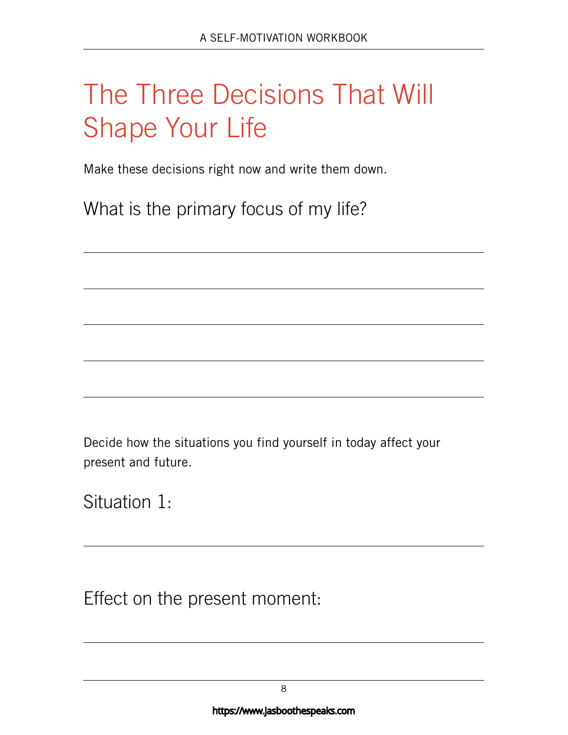# The Three Decisions That Will Shape Your Life

Make these decisions right now and write them down.

## What is the primary focus of my life?

_______________________________________________

_______________________________________________

_______________________________________________

_______________________________________________

_______________________________________________

Decide how the situations you find yourself in today affect your present and future.

## Situation 1:

_______________________________________________

## Effect on the present moment:

_______________________________________________

https://www.jasboothespeaks.com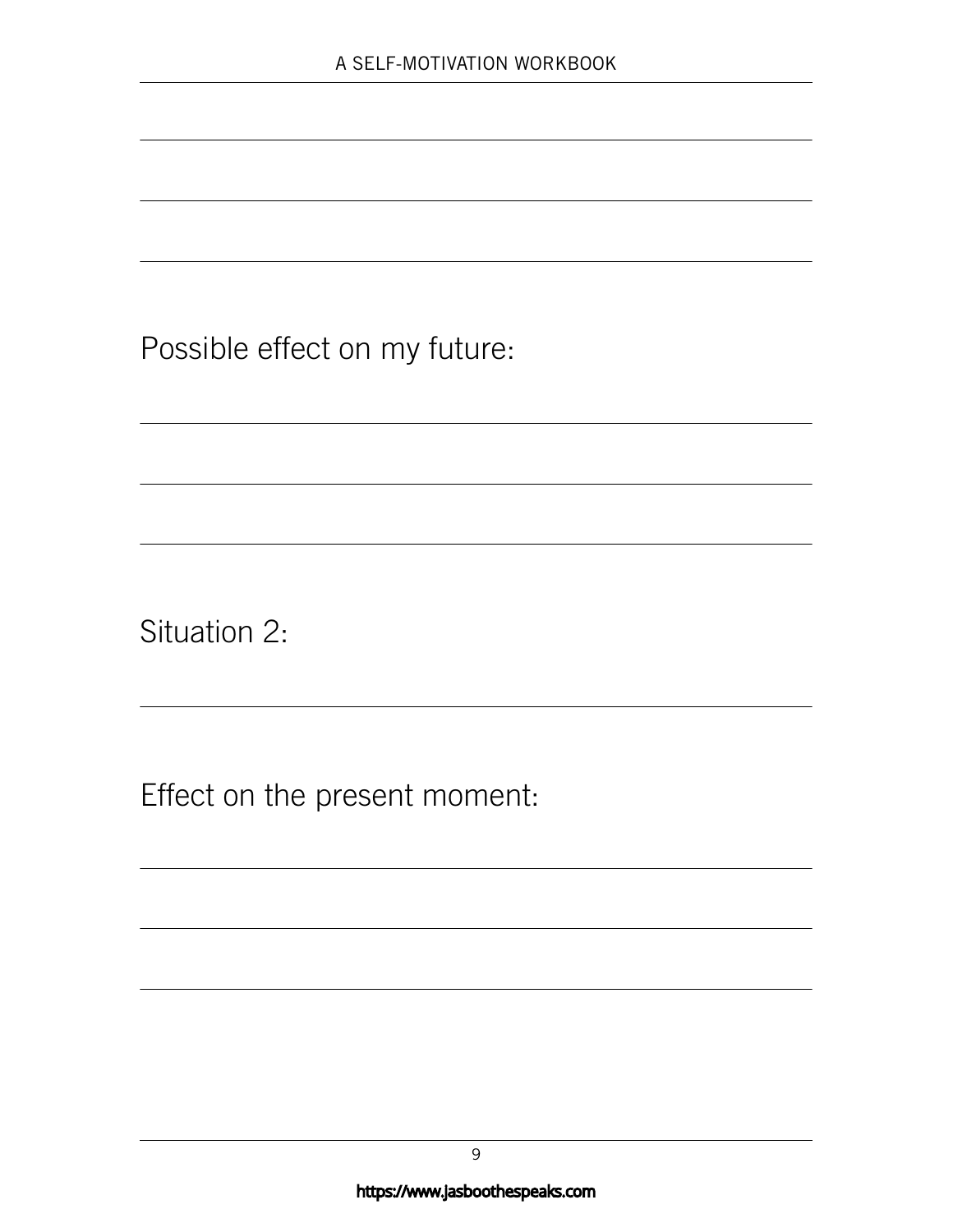Possible effect on my future:

Situation 2:

Effect on the present moment: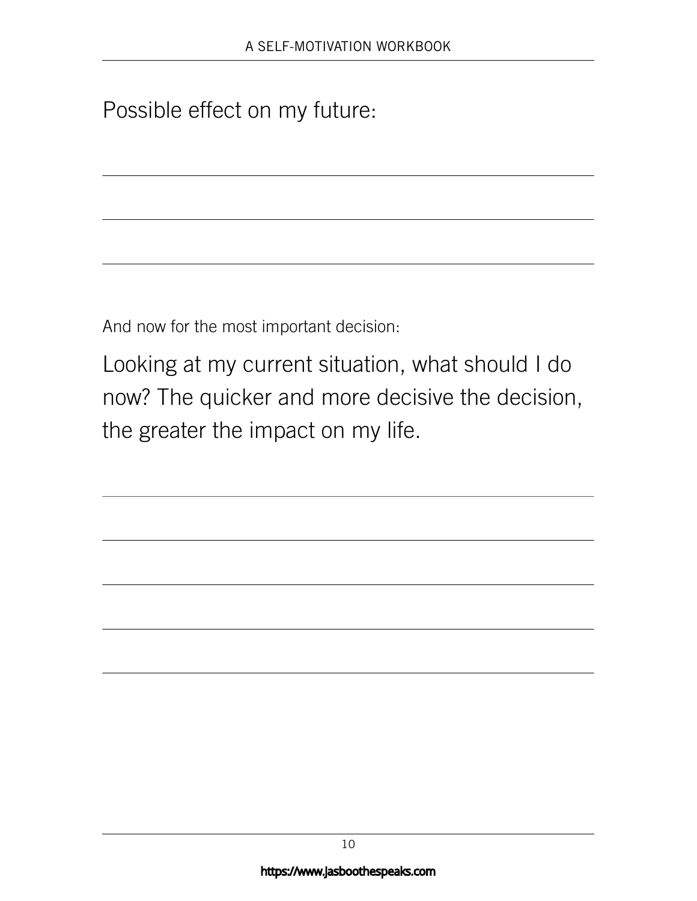Possible effect on my future:

\_\_\_\_\_\_\_\_\_\_\_\_\_\_\_\_\_\_\_\_\_\_\_\_\_\_\_\_\_\_\_\_\_\_\_\_\_\_\_\_\_\_\_\_

\_\_\_\_\_\_\_\_\_\_\_\_\_\_\_\_\_\_\_\_\_\_\_\_\_\_\_\_\_\_\_\_\_\_\_\_\_\_\_\_\_\_\_\_

\_\_\_\_\_\_\_\_\_\_\_\_\_\_\_\_\_\_\_\_\_\_\_\_\_\_\_\_\_\_\_\_\_\_\_\_\_\_\_\_\_\_\_\_

And now for the most important decision:

Looking at my current situation, what should I do now? The quicker and more decisive the decision, the greater the impact on my life.

\_\_\_\_\_\_\_\_\_\_\_\_\_\_\_\_\_\_\_\_\_\_\_\_\_\_\_\_\_\_\_\_\_\_\_\_\_\_\_\_\_\_\_\_

\_\_\_\_\_\_\_\_\_\_\_\_\_\_\_\_\_\_\_\_\_\_\_\_\_\_\_\_\_\_\_\_\_\_\_\_\_\_\_\_\_\_\_\_

\_\_\_\_\_\_\_\_\_\_\_\_\_\_\_\_\_\_\_\_\_\_\_\_\_\_\_\_\_\_\_\_\_\_\_\_\_\_\_\_\_\_\_\_

\_\_\_\_\_\_\_\_\_\_\_\_\_\_\_\_\_\_\_\_\_\_\_\_\_\_\_\_\_\_\_\_\_\_\_\_\_\_\_\_\_\_\_\_

\_\_\_\_\_\_\_\_\_\_\_\_\_\_\_\_\_\_\_\_\_\_\_\_\_\_\_\_\_\_\_\_\_\_\_\_\_\_\_\_\_\_\_\_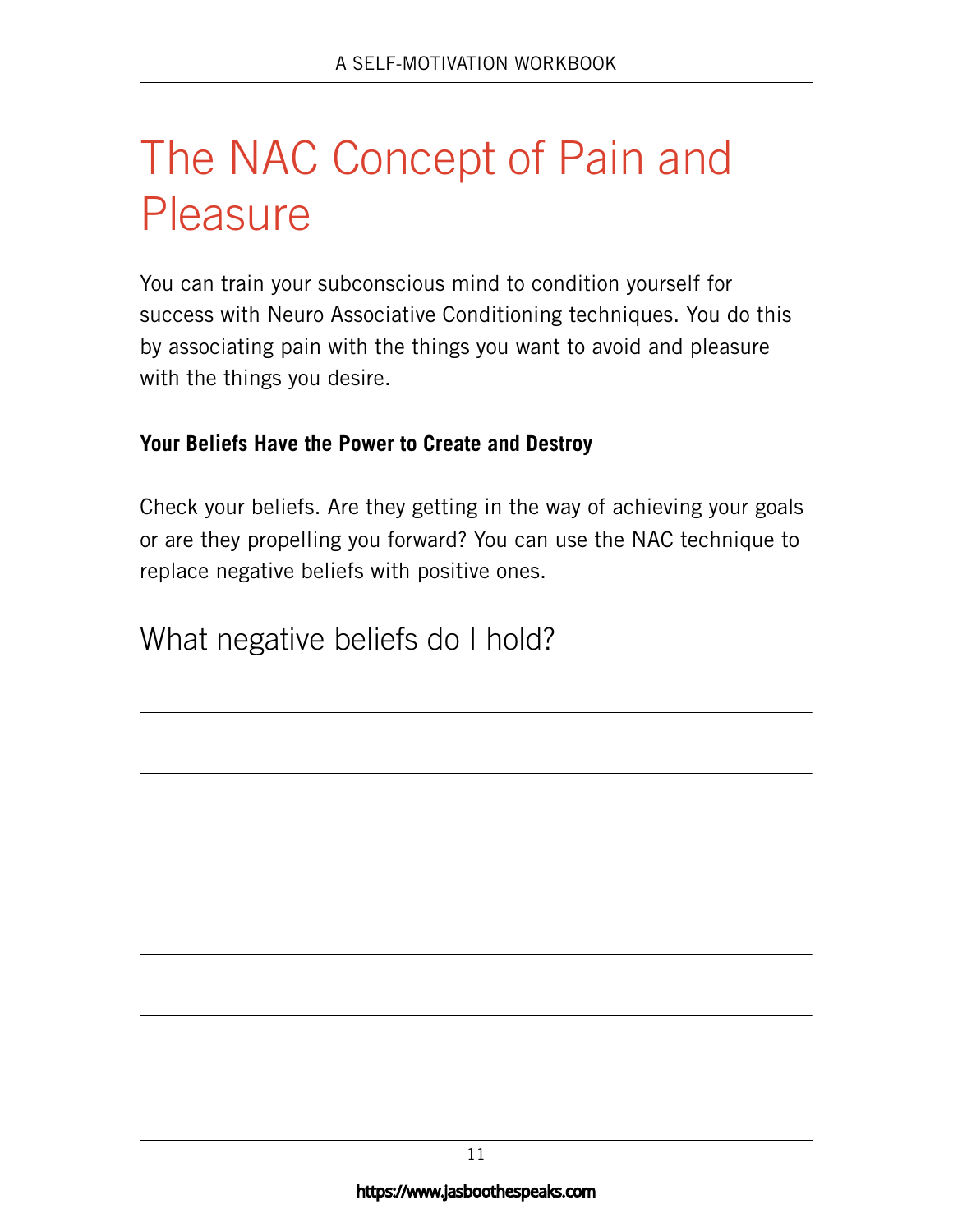# The NAC Concept of Pain and Pleasure

You can train your subconscious mind to condition yourself for success with Neuro Associative Conditioning techniques. You do this by associating pain with the things you want to avoid and pleasure with the things you desire.

**Your Beliefs Have the Power to Create and Destroy**

Check your beliefs. Are they getting in the way of achieving your goals or are they propelling you forward? You can use the NAC technique to replace negative beliefs with positive ones.

## What negative beliefs do I hold?

_______________________________________________

_______________________________________________

_______________________________________________

_______________________________________________

_______________________________________________

_______________________________________________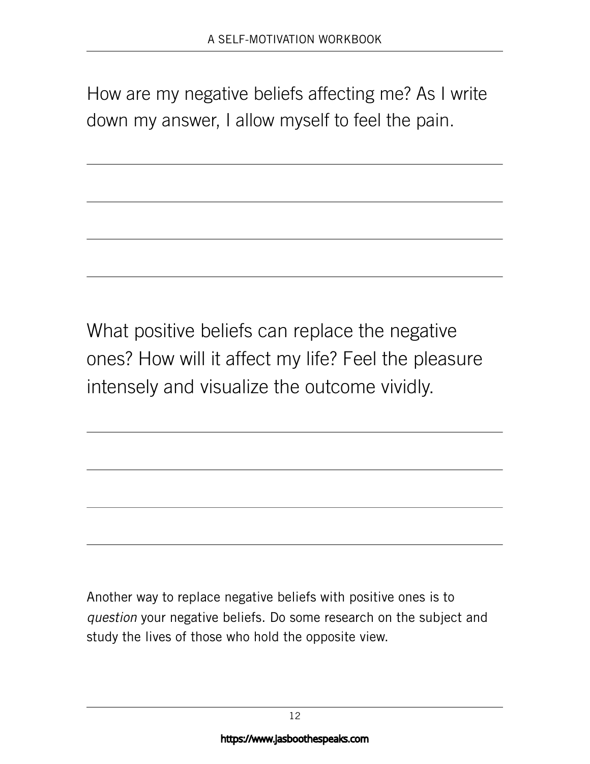How are my negative beliefs affecting me? As I write down my answer, I allow myself to feel the pain.

---

---

---

---

What positive beliefs can replace the negative ones? How will it affect my life? Feel the pleasure intensely and visualize the outcome vividly.

---

---

---

---

Another way to replace negative beliefs with positive ones is to *question* your negative beliefs. Do some research on the subject and study the lives of those who hold the opposite view.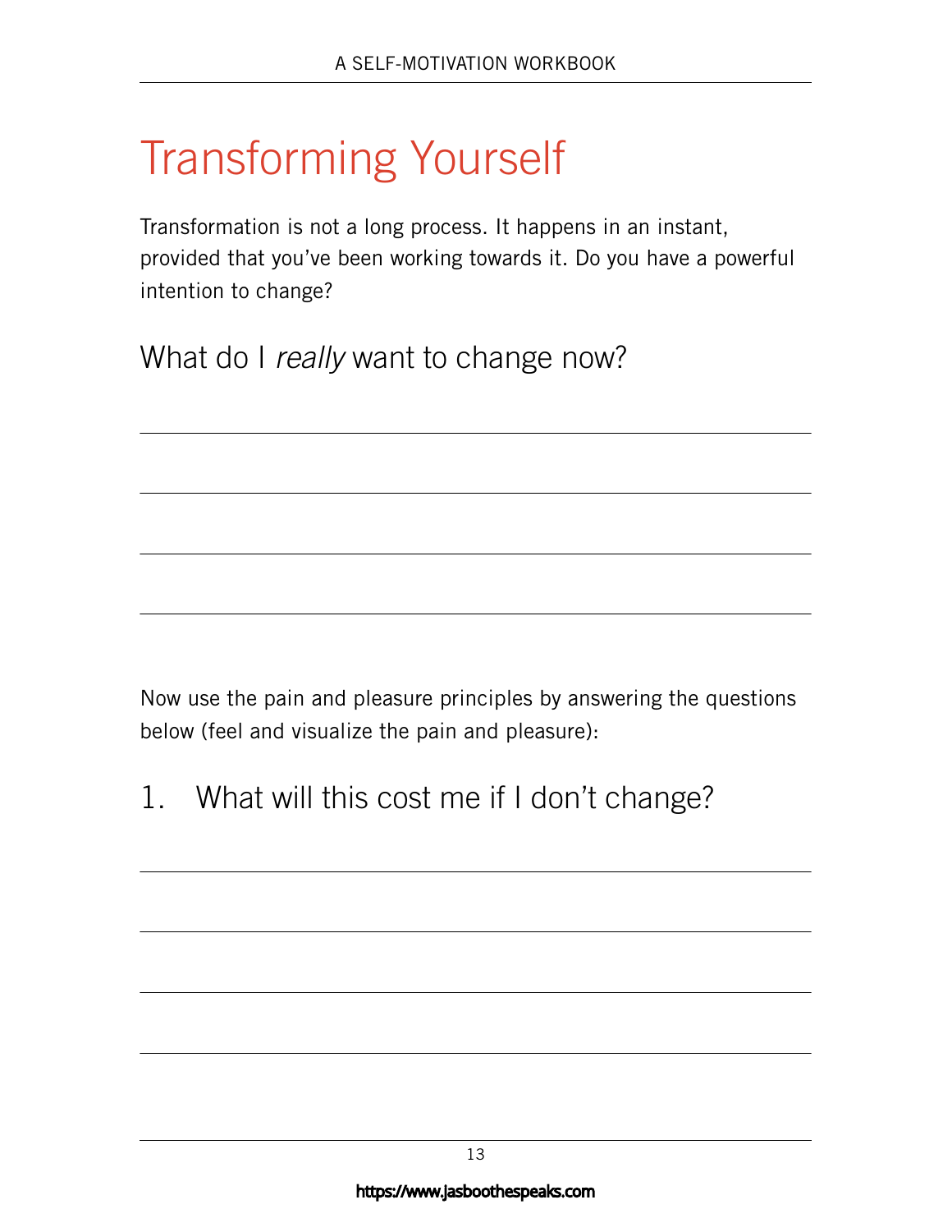# Transforming Yourself

Transformation is not a long process. It happens in an instant, provided that you've been working towards it. Do you have a powerful intention to change?

## What do I *really* want to change now?

Now use the pain and pleasure principles by answering the questions below (feel and visualize the pain and pleasure):

## 1. What will this cost me if I don't change?

https://www.jasboothespeaks.com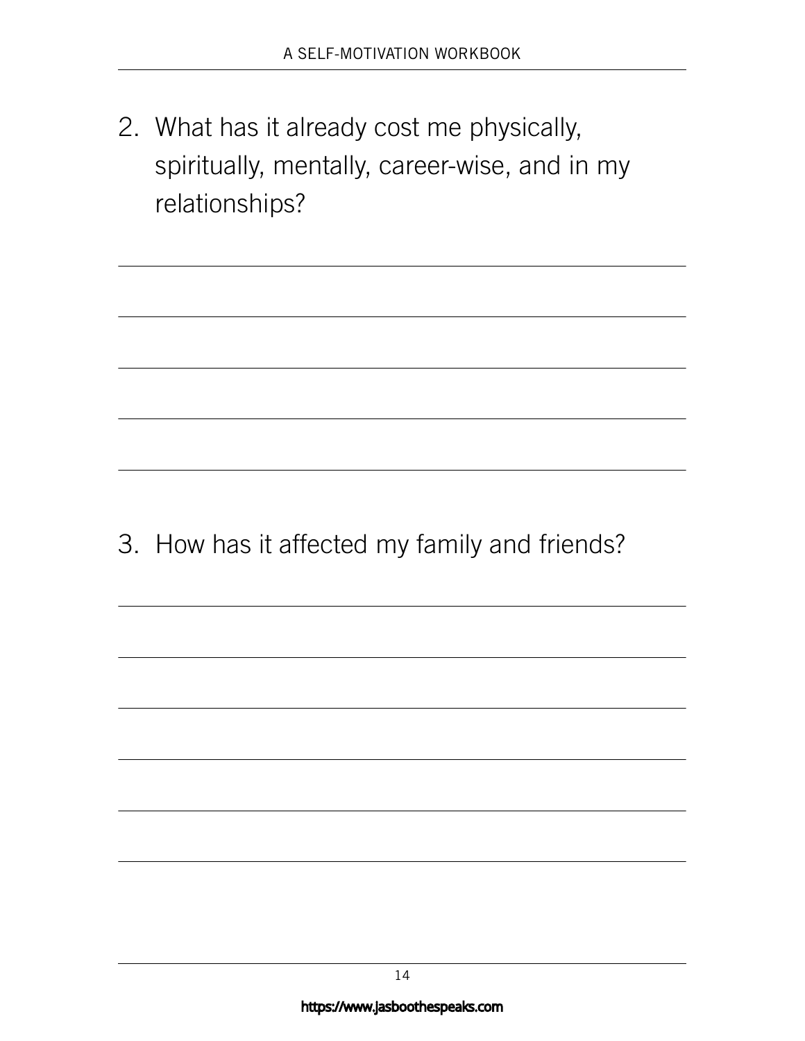2. What has it already cost me physically, spiritually, mentally, career-wise, and in my relationships?

3. How has it affected my family and friends?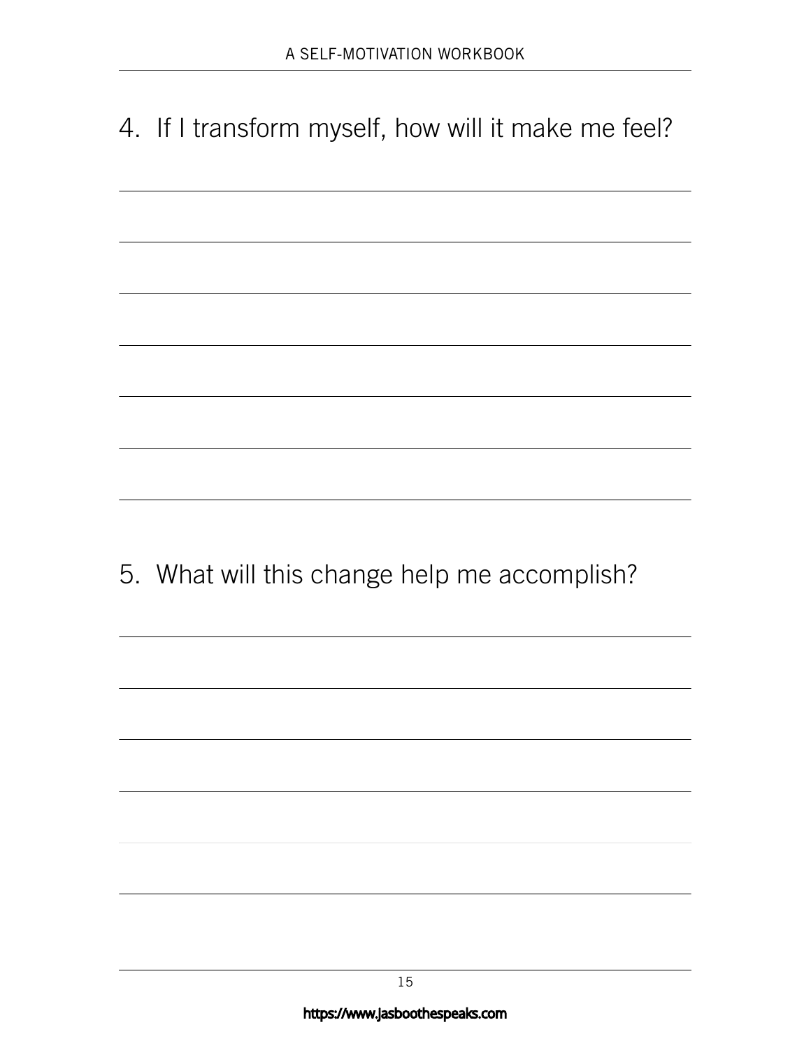4. If I transform myself, how will it make me feel?

5. What will this change help me accomplish?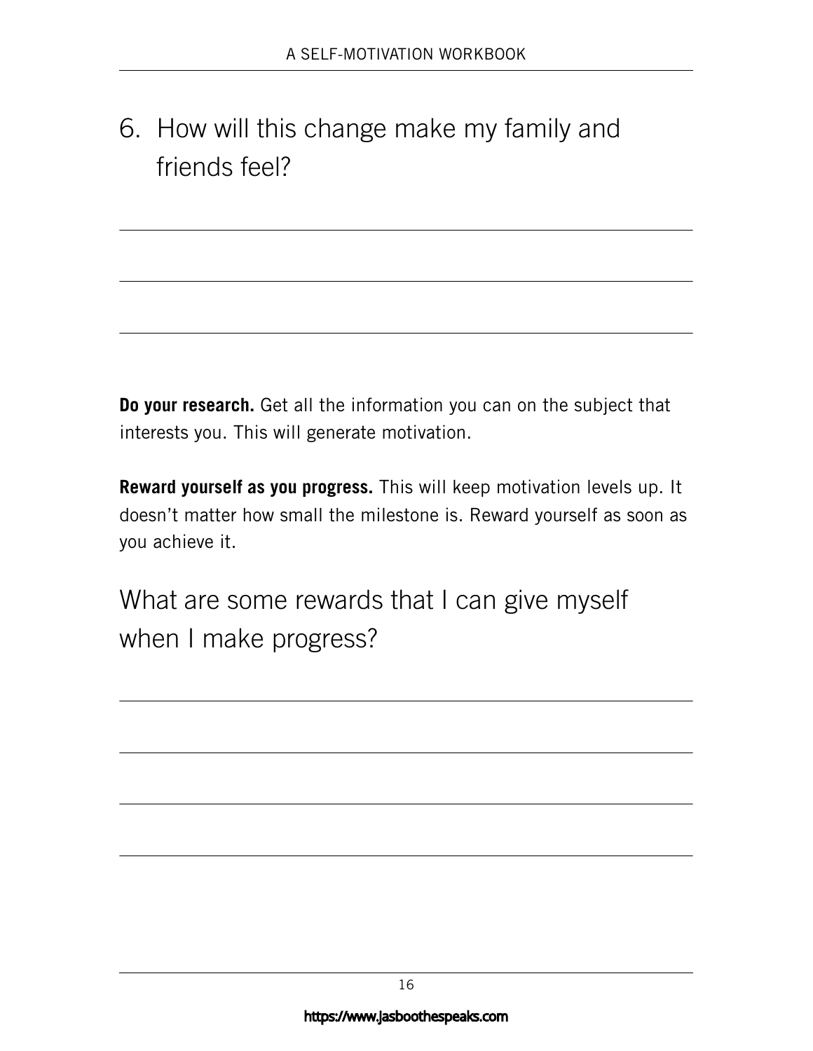6. How will this change make my family and friends feel?

\_\_\_\_\_\_\_\_\_\_\_\_\_\_\_\_\_\_\_\_\_\_\_\_\_\_\_\_\_\_\_\_\_\_\_\_\_\_\_\_\_\_\_\_\_\_\_\_\_\_\_\_\_\_\_\_\_\_\_\_

\_\_\_\_\_\_\_\_\_\_\_\_\_\_\_\_\_\_\_\_\_\_\_\_\_\_\_\_\_\_\_\_\_\_\_\_\_\_\_\_\_\_\_\_\_\_\_\_\_\_\_\_\_\_\_\_\_\_\_\_

\_\_\_\_\_\_\_\_\_\_\_\_\_\_\_\_\_\_\_\_\_\_\_\_\_\_\_\_\_\_\_\_\_\_\_\_\_\_\_\_\_\_\_\_\_\_\_\_\_\_\_\_\_\_\_\_\_\_\_\_

**Do your research.** Get all the information you can on the subject that interests you. This will generate motivation.

**Reward yourself as you progress.** This will keep motivation levels up. It doesn't matter how small the milestone is. Reward yourself as soon as you achieve it.

What are some rewards that I can give myself when I make progress?

\_\_\_\_\_\_\_\_\_\_\_\_\_\_\_\_\_\_\_\_\_\_\_\_\_\_\_\_\_\_\_\_\_\_\_\_\_\_\_\_\_\_\_\_\_\_\_\_\_\_\_\_\_\_\_\_\_\_\_\_

\_\_\_\_\_\_\_\_\_\_\_\_\_\_\_\_\_\_\_\_\_\_\_\_\_\_\_\_\_\_\_\_\_\_\_\_\_\_\_\_\_\_\_\_\_\_\_\_\_\_\_\_\_\_\_\_\_\_\_\_

\_\_\_\_\_\_\_\_\_\_\_\_\_\_\_\_\_\_\_\_\_\_\_\_\_\_\_\_\_\_\_\_\_\_\_\_\_\_\_\_\_\_\_\_\_\_\_\_\_\_\_\_\_\_\_\_\_\_\_\_

\_\_\_\_\_\_\_\_\_\_\_\_\_\_\_\_\_\_\_\_\_\_\_\_\_\_\_\_\_\_\_\_\_\_\_\_\_\_\_\_\_\_\_\_\_\_\_\_\_\_\_\_\_\_\_\_\_\_\_\_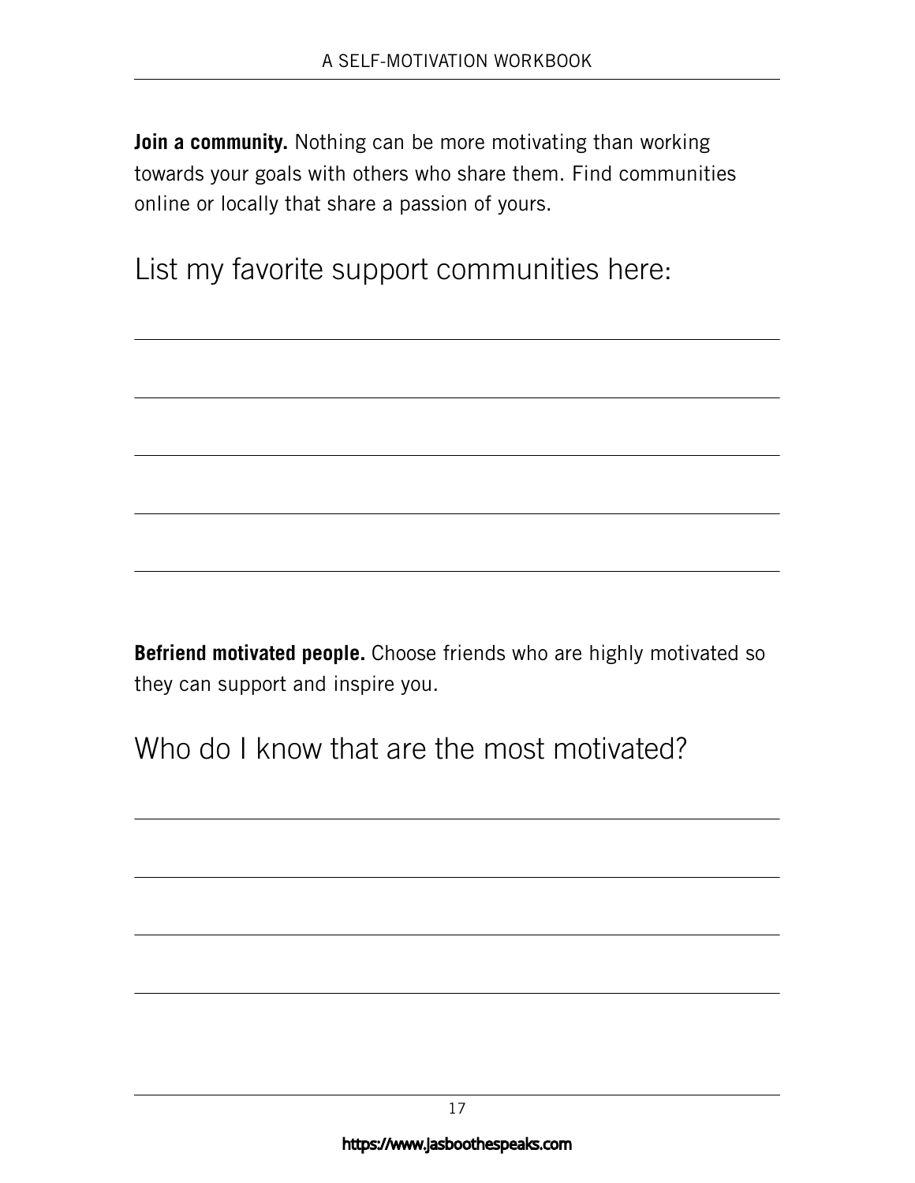**Join a community.** Nothing can be more motivating than working towards your goals with others who share them. Find communities online or locally that share a passion of yours.

## List my favorite support communities here:

_______________________________________________

_______________________________________________

_______________________________________________

_______________________________________________

**Befriend motivated people.** Choose friends who are highly motivated so they can support and inspire you.

## Who do I know that are the most motivated?

_______________________________________________

_______________________________________________

_______________________________________________

_______________________________________________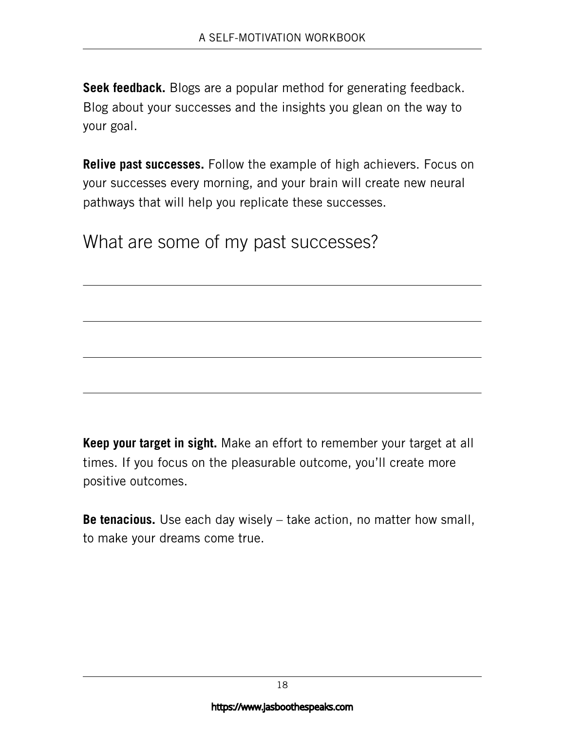**Seek feedback.** Blogs are a popular method for generating feedback. Blog about your successes and the insights you glean on the way to your goal.

**Relive past successes.** Follow the example of high achievers. Focus on your successes every morning, and your brain will create new neural pathways that will help you replicate these successes.

## What are some of my past successes?

---

---

---

---

**Keep your target in sight.** Make an effort to remember your target at all times. If you focus on the pleasurable outcome, you'll create more positive outcomes.

**Be tenacious.** Use each day wisely – take action, no matter how small, to make your dreams come true.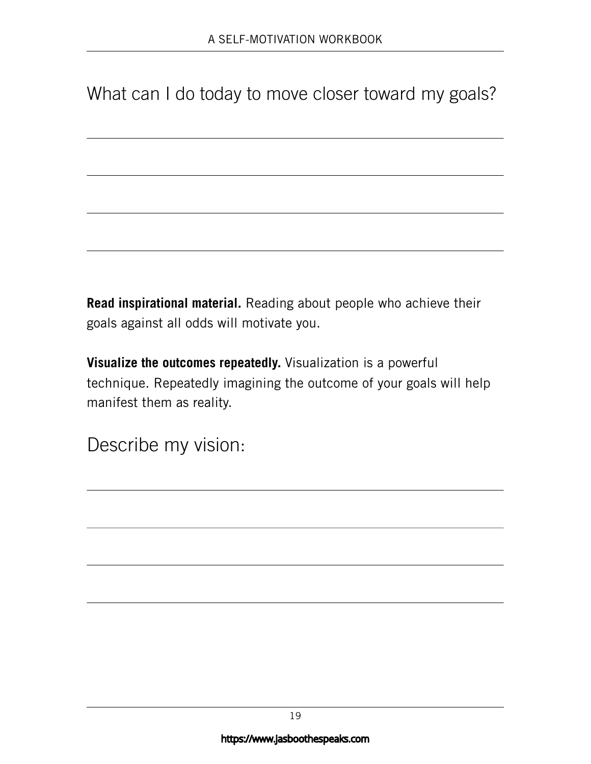## What can I do today to move closer toward my goals?

**Read inspirational material.** Reading about people who achieve their goals against all odds will motivate you.

**Visualize the outcomes repeatedly.** Visualization is a powerful technique. Repeatedly imagining the outcome of your goals will help manifest them as reality.

## Describe my vision: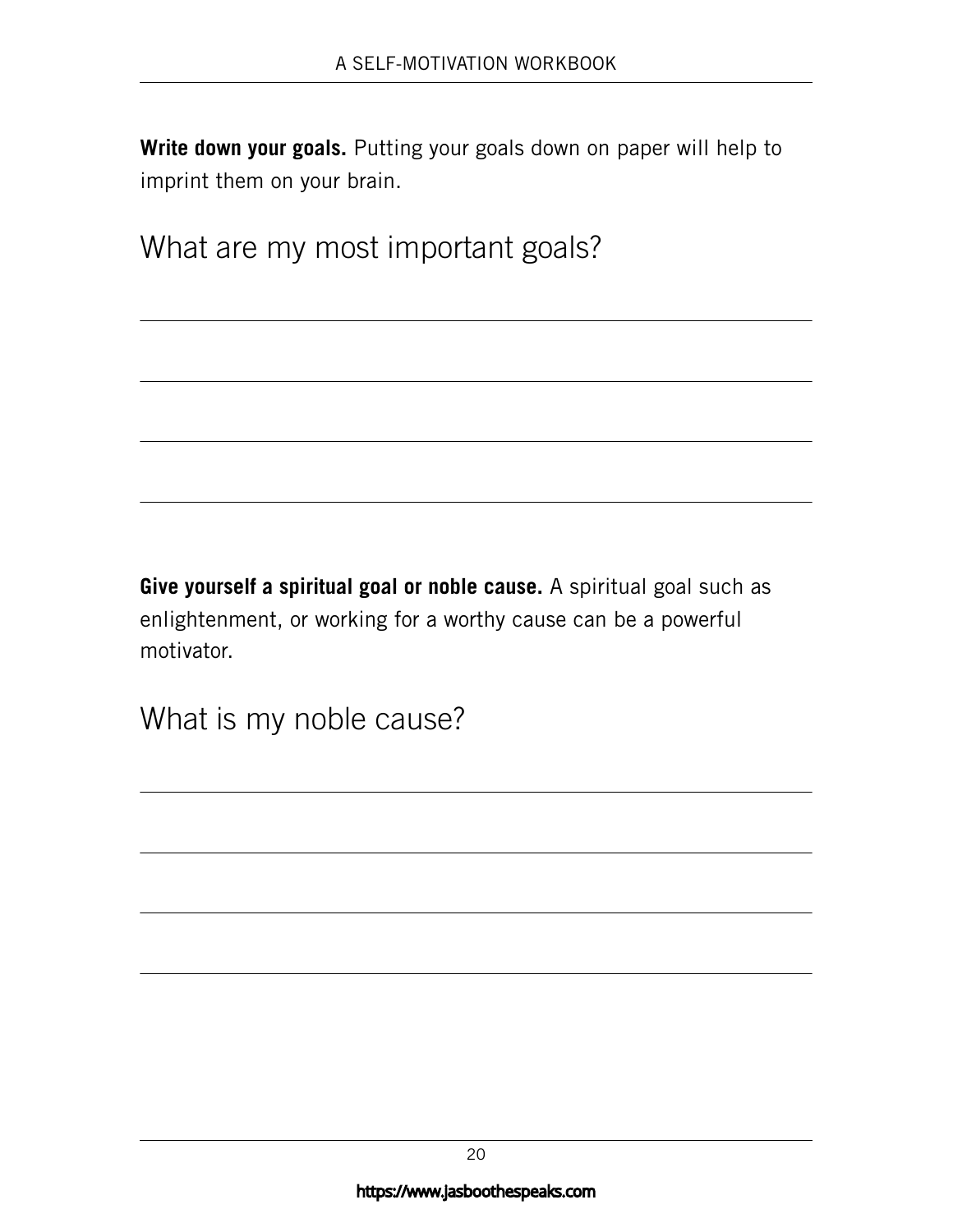**Write down your goals.** Putting your goals down on paper will help to imprint them on your brain.

## What are my most important goals?

---

---

---

---

**Give yourself a spiritual goal or noble cause.** A spiritual goal such as enlightenment, or working for a worthy cause can be a powerful motivator.

## What is my noble cause?

---

---

---

---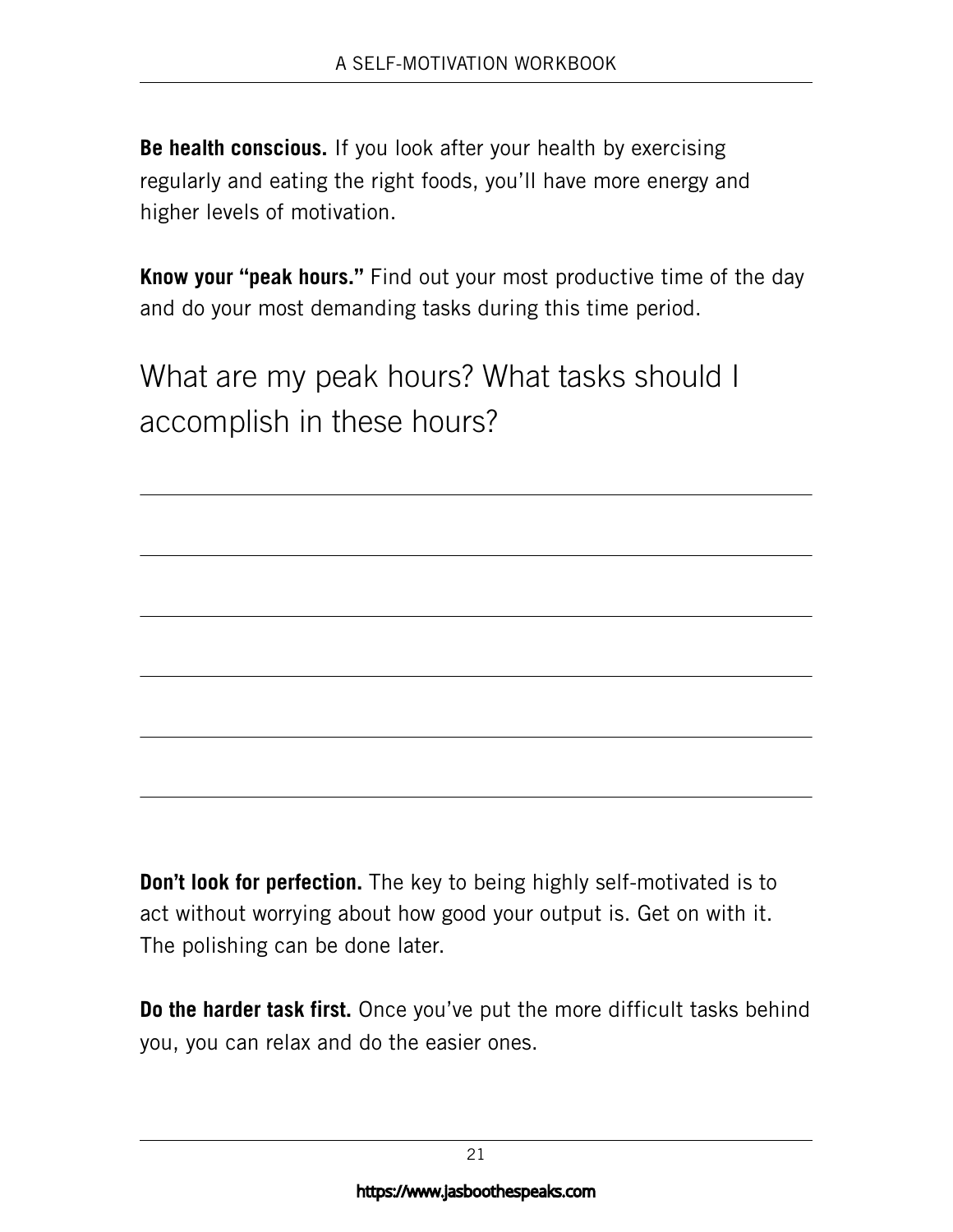**Be health conscious.** If you look after your health by exercising regularly and eating the right foods, you'll have more energy and higher levels of motivation.

**Know your "peak hours."** Find out your most productive time of the day and do your most demanding tasks during this time period.

## What are my peak hours? What tasks should I accomplish in these hours?

---

---

---

---

---

---

**Don't look for perfection.** The key to being highly self-motivated is to act without worrying about how good your output is. Get on with it. The polishing can be done later.

**Do the harder task first.** Once you've put the more difficult tasks behind you, you can relax and do the easier ones.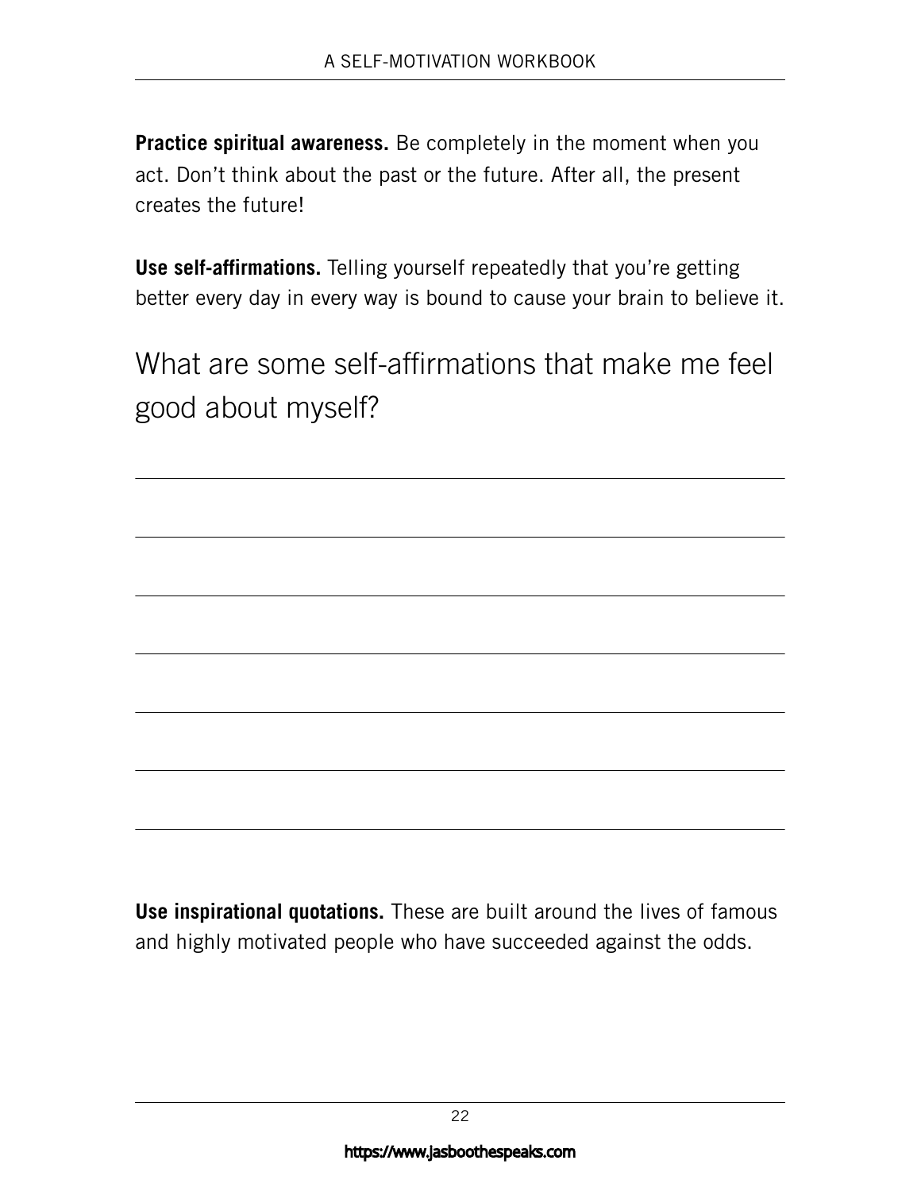**Practice spiritual awareness.** Be completely in the moment when you act. Don't think about the past or the future. After all, the present creates the future!

**Use self-affirmations.** Telling yourself repeatedly that you're getting better every day in every way is bound to cause your brain to believe it.

## What are some self-affirmations that make me feel good about myself?

_______________________________________________

_______________________________________________

_______________________________________________

_______________________________________________

_______________________________________________

_______________________________________________

_______________________________________________

**Use inspirational quotations.** These are built around the lives of famous and highly motivated people who have succeeded against the odds.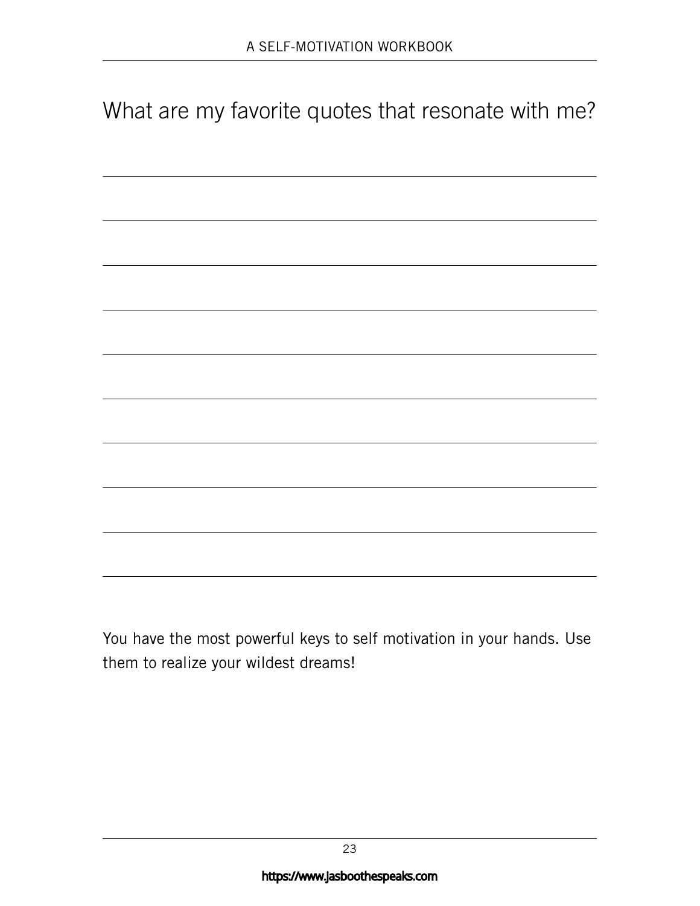# What are my favorite quotes that resonate with me?

You have the most powerful keys to self motivation in your hands. Use them to realize your wildest dreams!